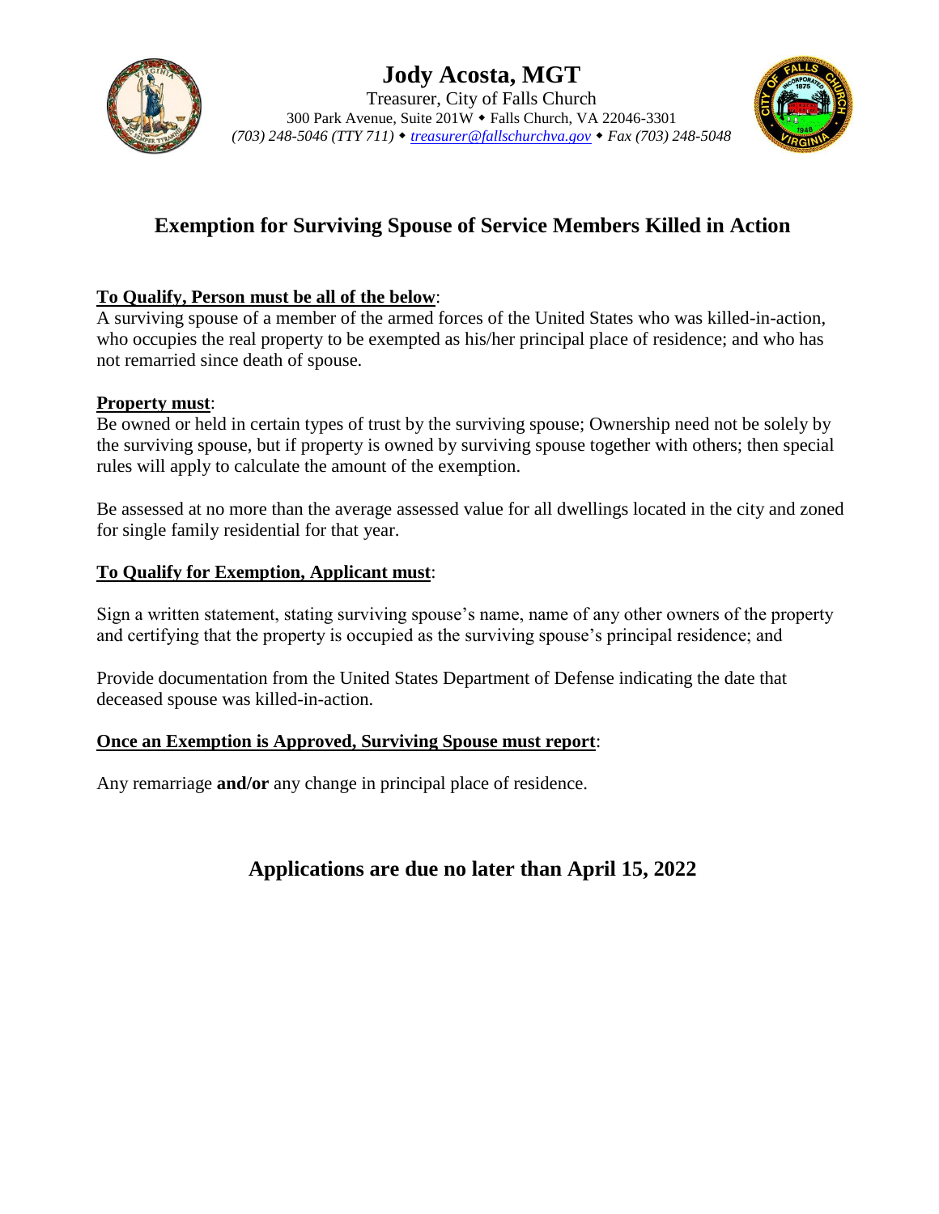# Jody Acosta, MGT

Treasurer, City of Falls Church
300 Park Avenue, Suite 201W ◆ Falls Church, VA 22046-3301
*(703) 248-5046 (TTY 711) ◆ treasurer@fallschurchva.gov ◆ Fax (703) 248-5048*

## Exemption for Surviving Spouse of Service Members Killed in Action

**To Qualify, Person must be all of the below**:
A surviving spouse of a member of the armed forces of the United States who was killed-in-action, who occupies the real property to be exempted as his/her principal place of residence; and who has not remarried since death of spouse.

**Property must**:
Be owned or held in certain types of trust by the surviving spouse; Ownership need not be solely by the surviving spouse, but if property is owned by surviving spouse together with others; then special rules will apply to calculate the amount of the exemption.

Be assessed at no more than the average assessed value for all dwellings located in the city and zoned for single family residential for that year.

**To Qualify for Exemption, Applicant must**:

Sign a written statement, stating surviving spouse's name, name of any other owners of the property and certifying that the property is occupied as the surviving spouse's principal residence; and

Provide documentation from the United States Department of Defense indicating the date that deceased spouse was killed-in-action.

**Once an Exemption is Approved, Surviving Spouse must report**:

Any remarriage **and/or** any change in principal place of residence.

## Applications are due no later than April 15, 2022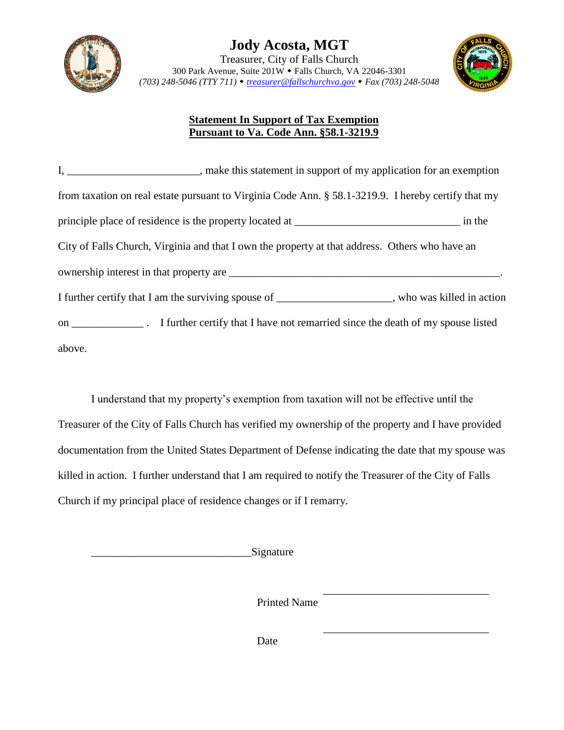# Jody Acosta, MGT

Treasurer, City of Falls Church
300 Park Avenue, Suite 201W ◆ Falls Church, VA 22046-3301
*(703) 248-5046 (TTY 711)* ◆ *treasurer@fallschurchva.gov* ◆ *Fax (703) 248-5048*

## **Statement In Support of Tax Exemption Pursuant to Va. Code Ann. §58.1-3219.9**

I, ________________________, make this statement in support of my application for an exemption from taxation on real estate pursuant to Virginia Code Ann. § 58.1-3219.9. I hereby certify that my principle place of residence is the property located at ______________________________ in the City of Falls Church, Virginia and that I own the property at that address. Others who have an ownership interest in that property are __________________________________________________. I further certify that I am the surviving spouse of _____________________, who was killed in action on _____________ . I further certify that I have not remarried since the death of my spouse listed above.

I understand that my property's exemption from taxation will not be effective until the Treasurer of the City of Falls Church has verified my ownership of the property and I have provided documentation from the United States Department of Defense indicating the date that my spouse was killed in action. I further understand that I am required to notify the Treasurer of the City of Falls Church if my principal place of residence changes or if I remarry.

_____________________________Signature

Printed Name _______________________________

Date _______________________________